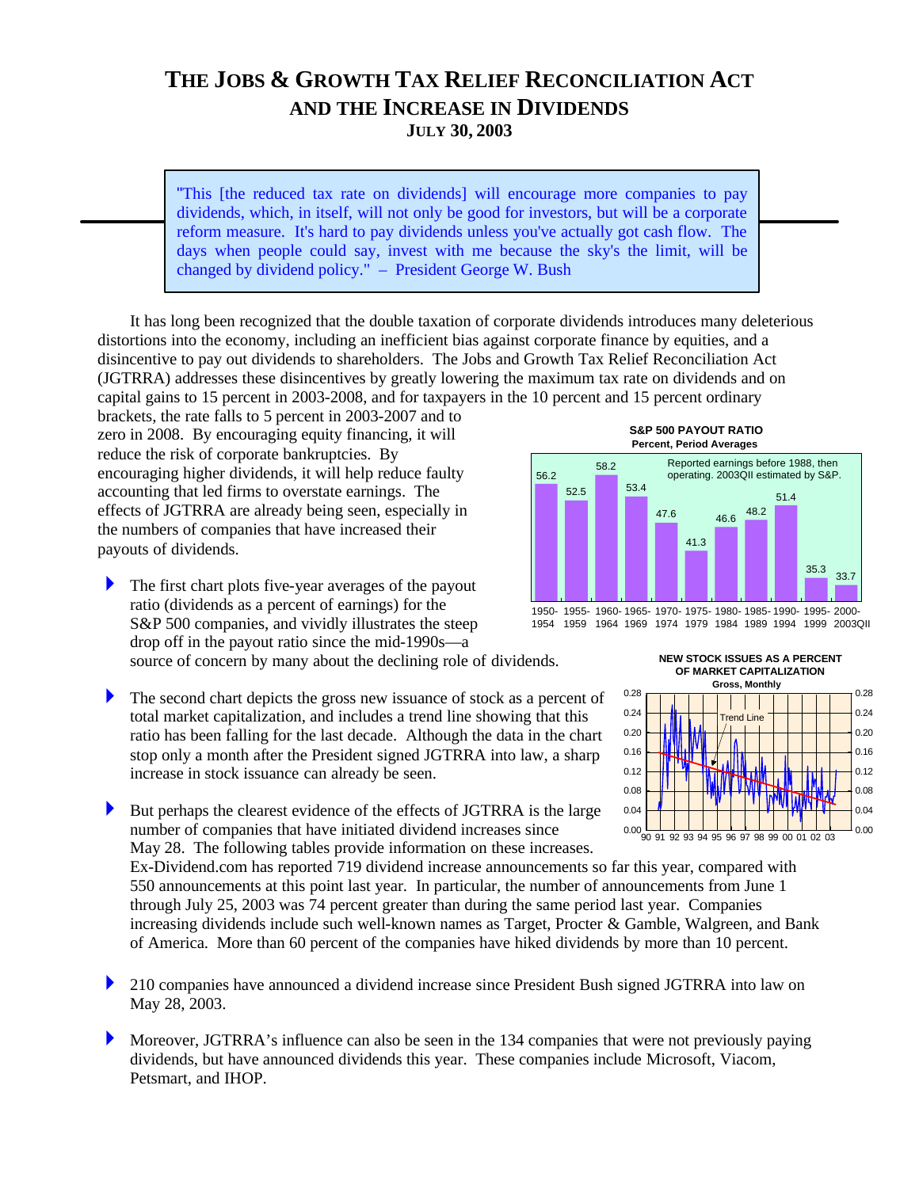# THE JOBS & GROWTH TAX RELIEF RECONCILIATION ACT AND THE INCREASE IN DIVIDENDS

**JULY 30, 2003**

> "This [the reduced tax rate on dividends] will encourage more companies to pay dividends, which, in itself, will not only be good for investors, but will be a corporate reform measure. It's hard to pay dividends unless you've actually got cash flow. The days when people could say, invest with me because the sky's the limit, will be changed by dividend policy." – President George W. Bush

It has long been recognized that the double taxation of corporate dividends introduces many deleterious distortions into the economy, including an inefficient bias against corporate finance by equities, and a disincentive to pay out dividends to shareholders. The Jobs and Growth Tax Relief Reconciliation Act (JGTRRA) addresses these disincentives by greatly lowering the maximum tax rate on dividends and on capital gains to 15 percent in 2003-2008, and for taxpayers in the 10 percent and 15 percent ordinary brackets, the rate falls to 5 percent in 2003-2007 and to zero in 2008. By encouraging equity financing, it will reduce the risk of corporate bankruptcies. By encouraging higher dividends, it will help reduce faulty accounting that led firms to overstate earnings. The effects of JGTRRA are already being seen, especially in the numbers of companies that have increased their payouts of dividends.

**S&P 500 PAYOUT RATIO**
**Percent, Period Averages**

Reported earnings before 1988, then operating. 2003QII estimated by S&P.

56.2, 52.5, 58.2, 53.4, 47.6, 41.3, 46.6, 48.2, 51.4, 35.3, 33.7

1950-1954, 1955-1959, 1960-1964, 1965-1969, 1970-1974, 1975-1979, 1980-1984, 1985-1989, 1990-1994, 1995-1999, 2000-2003QII

- The first chart plots five-year averages of the payout ratio (dividends as a percent of earnings) for the S&P 500 companies, and vividly illustrates the steep drop off in the payout ratio since the mid-1990s—a source of concern by many about the declining role of dividends.

**NEW STOCK ISSUES AS A PERCENT OF MARKET CAPITALIZATION**
**Gross, Monthly**

Trend Line

0.00, 0.04, 0.08, 0.12, 0.16, 0.20, 0.24, 0.28

90 91 92 93 94 95 96 97 98 99 00 01 02 03

- The second chart depicts the gross new issuance of stock as a percent of total market capitalization, and includes a trend line showing that this ratio has been falling for the last decade. Although the data in the chart stop only a month after the President signed JGTRRA into law, a sharp increase in stock issuance can already be seen.

- But perhaps the clearest evidence of the effects of JGTRRA is the large number of companies that have initiated dividend increases since May 28. The following tables provide information on these increases. Ex-Dividend.com has reported 719 dividend increase announcements so far this year, compared with 550 announcements at this point last year. In particular, the number of announcements from June 1 through July 25, 2003 was 74 percent greater than during the same period last year. Companies increasing dividends include such well-known names as Target, Procter & Gamble, Walgreen, and Bank of America. More than 60 percent of the companies have hiked dividends by more than 10 percent.

- 210 companies have announced a dividend increase since President Bush signed JGTRRA into law on May 28, 2003.

- Moreover, JGTRRA's influence can also be seen in the 134 companies that were not previously paying dividends, but have announced dividends this year. These companies include Microsoft, Viacom, Petsmart, and IHOP.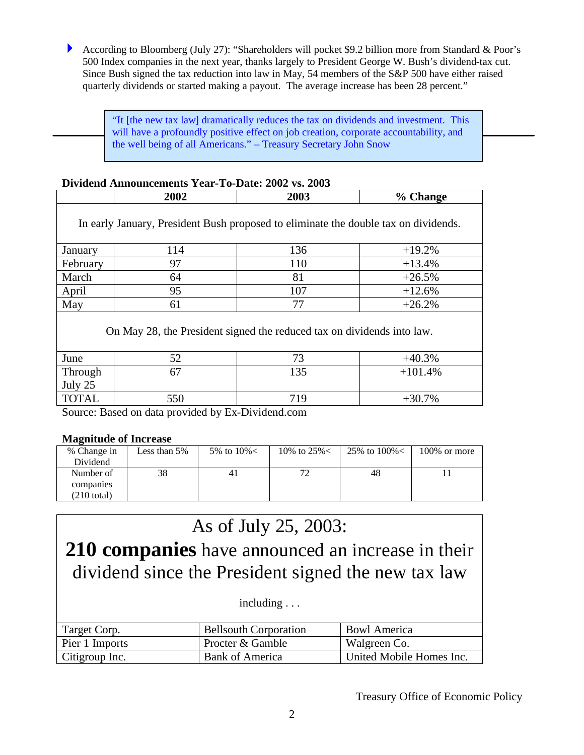- According to Bloomberg (July 27): "Shareholders will pocket $9.2 billion more from Standard & Poor's 500 Index companies in the next year, thanks largely to President George W. Bush's dividend-tax cut. Since Bush signed the tax reduction into law in May, 54 members of the S&P 500 have either raised quarterly dividends or started making a payout. The average increase has been 28 percent."

> "It [the new tax law] dramatically reduces the tax on dividends and investment. This will have a profoundly positive effect on job creation, corporate accountability, and the well being of all Americans." – Treasury Secretary John Snow

**Dividend Announcements Year-To-Date: 2002 vs. 2003**

| | 2002 | 2003 | % Change |
|---|---|---|---|
| In early January, President Bush proposed to eliminate the double tax on dividends. | | | |
| January | 114 | 136 | +19.2% |
| February | 97 | 110 | +13.4% |
| March | 64 | 81 | +26.5% |
| April | 95 | 107 | +12.6% |
| May | 61 | 77 | +26.2% |
| On May 28, the President signed the reduced tax on dividends into law. | | | |
| June | 52 | 73 | +40.3% |
| Through July 25 | 67 | 135 | +101.4% |
| TOTAL | 550 | 719 | +30.7% |

Source: Based on data provided by Ex-Dividend.com

**Magnitude of Increase**

| % Change in Dividend | Less than 5% | 5% to 10%< | 10% to 25%< | 25% to 100%< | 100% or more |
|---|---|---|---|---|---|
| Number of companies (210 total) | 38 | 41 | 72 | 48 | 11 |

As of July 25, 2003:

**210 companies** have announced an increase in their dividend since the President signed the new tax law

including . . .

| | | |
|---|---|---|
| Target Corp. | Bellsouth Corporation | Bowl America |
| Pier 1 Imports | Procter & Gamble | Walgreen Co. |
| Citigroup Inc. | Bank of America | United Mobile Homes Inc. |

Treasury Office of Economic Policy